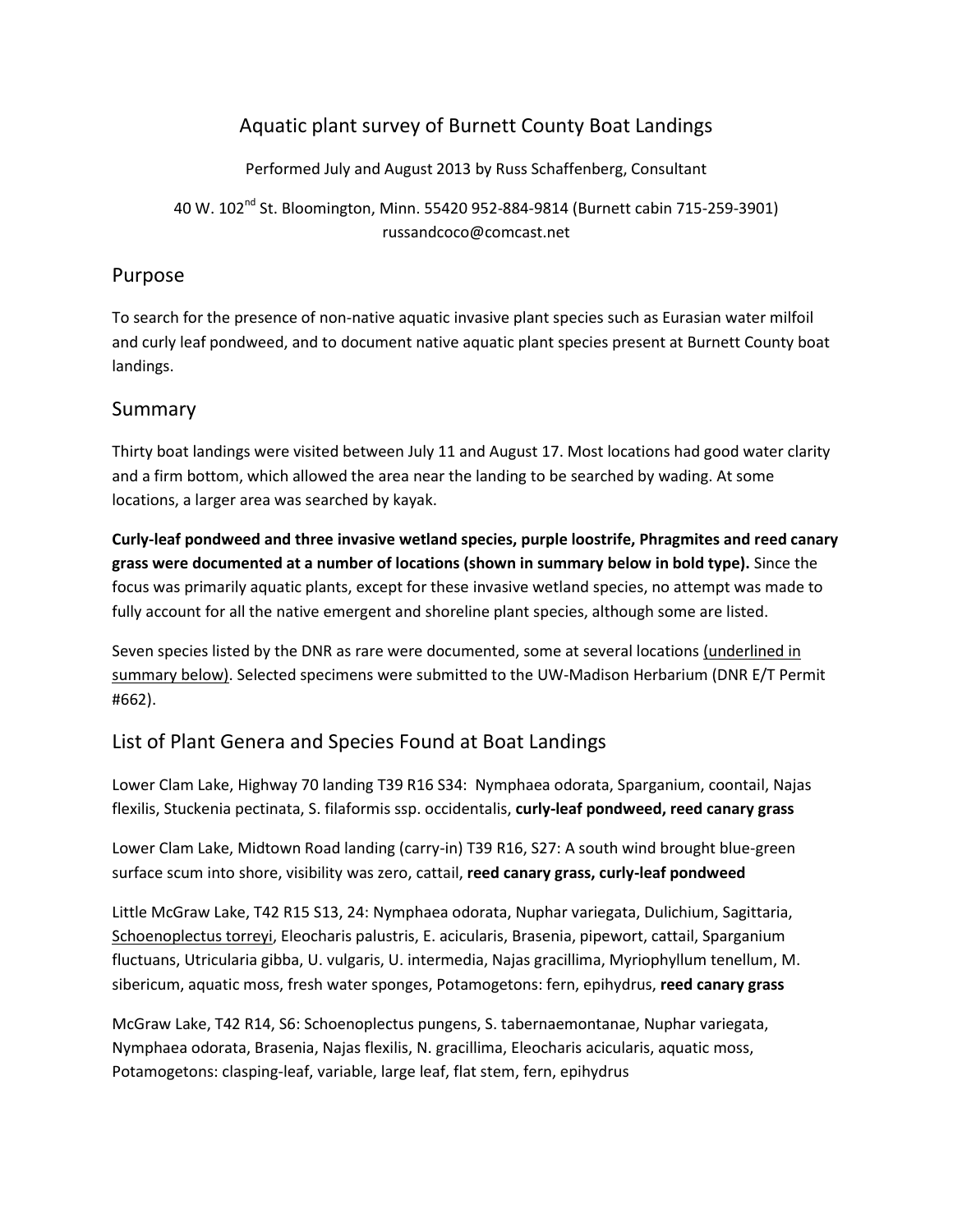# Aquatic plant survey of Burnett County Boat Landings

Performed July and August 2013 by Russ Schaffenberg, Consultant

40 W. 102nd St. Bloomington, Minn. 55420 952-884-9814 (Burnett cabin 715-259-3901) russandcoco@comcast.net

## Purpose

To search for the presence of non-native aquatic invasive plant species such as Eurasian water milfoil and curly leaf pondweed, and to document native aquatic plant species present at Burnett County boat landings.

## Summary

Thirty boat landings were visited between July 11 and August 17. Most locations had good water clarity and a firm bottom, which allowed the area near the landing to be searched by wading. At some locations, a larger area was searched by kayak.

**Curly-leaf pondweed and three invasive wetland species, purple loostrife, Phragmites and reed canary grass were documented at a number of locations (shown in summary below in bold type).** Since the focus was primarily aquatic plants, except for these invasive wetland species, no attempt was made to fully account for all the native emergent and shoreline plant species, although some are listed.

Seven species listed by the DNR as rare were documented, some at several locations <u>(underlined in summary below)</u>. Selected specimens were submitted to the UW-Madison Herbarium (DNR E/T Permit #662).

## List of Plant Genera and Species Found at Boat Landings

Lower Clam Lake, Highway 70 landing T39 R16 S34: Nymphaea odorata, Sparganium, coontail, Najas flexilis, Stuckenia pectinata, S. filaformis ssp. occidentalis, **curly-leaf pondweed, reed canary grass**

Lower Clam Lake, Midtown Road landing (carry-in) T39 R16, S27: A south wind brought blue-green surface scum into shore, visibility was zero, cattail, **reed canary grass, curly-leaf pondweed**

Little McGraw Lake, T42 R15 S13, 24: Nymphaea odorata, Nuphar variegata, Dulichium, Sagittaria, <u>Schoenoplectus torreyi</u>, Eleocharis palustris, E. acicularis, Brasenia, pipewort, cattail, Sparganium fluctuans, Utricularia gibba, U. vulgaris, U. intermedia, Najas gracillima, Myriophyllum tenellum, M. sibericum, aquatic moss, fresh water sponges, Potamogetons: fern, epihydrus, **reed canary grass**

McGraw Lake, T42 R14, S6: Schoenoplectus pungens, S. tabernaemontanae, Nuphar variegata, Nymphaea odorata, Brasenia, Najas flexilis, N. gracillima, Eleocharis acicularis, aquatic moss, Potamogetons: clasping-leaf, variable, large leaf, flat stem, fern, epihydrus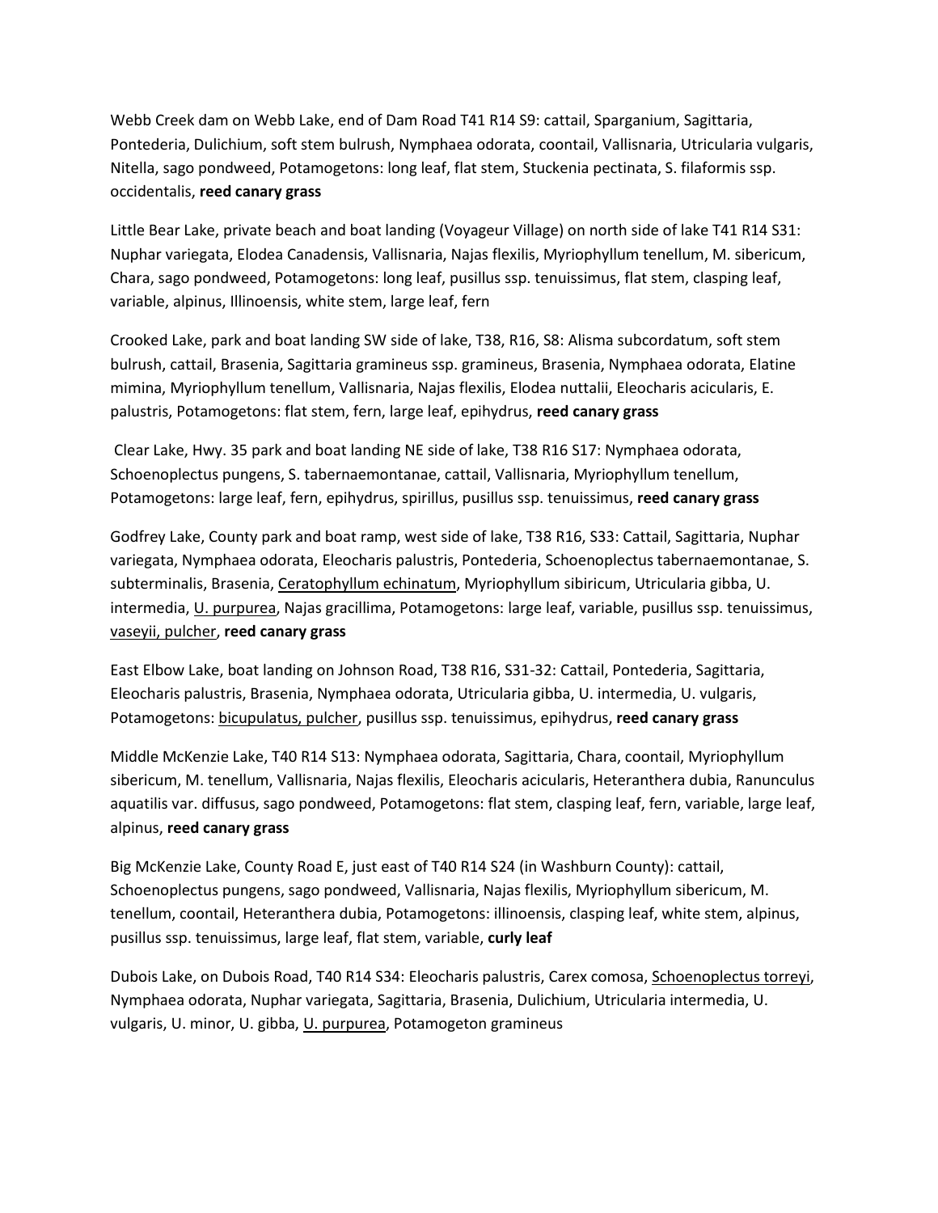Webb Creek dam on Webb Lake, end of Dam Road T41 R14 S9: cattail, Sparganium, Sagittaria, Pontederia, Dulichium, soft stem bulrush, Nymphaea odorata, coontail, Vallisnaria, Utricularia vulgaris, Nitella, sago pondweed, Potamogetons: long leaf, flat stem, Stuckenia pectinata, S. filaformis ssp. occidentalis, **reed canary grass**

Little Bear Lake, private beach and boat landing (Voyageur Village) on north side of lake T41 R14 S31: Nuphar variegata, Elodea Canadensis, Vallisnaria, Najas flexilis, Myriophyllum tenellum, M. sibericum, Chara, sago pondweed, Potamogetons: long leaf, pusillus ssp. tenuissimus, flat stem, clasping leaf, variable, alpinus, Illinoensis, white stem, large leaf, fern

Crooked Lake, park and boat landing SW side of lake, T38, R16, S8: Alisma subcordatum, soft stem bulrush, cattail, Brasenia, Sagittaria gramineus ssp. gramineus, Brasenia, Nymphaea odorata, Elatine mimina, Myriophyllum tenellum, Vallisnaria, Najas flexilis, Elodea nuttalii, Eleocharis acicularis, E. palustris, Potamogetons: flat stem, fern, large leaf, epihydrus, **reed canary grass**

Clear Lake, Hwy. 35 park and boat landing NE side of lake, T38 R16 S17: Nymphaea odorata, Schoenoplectus pungens, S. tabernaemontanae, cattail, Vallisnaria, Myriophyllum tenellum, Potamogetons: large leaf, fern, epihydrus, spirillus, pusillus ssp. tenuissimus, **reed canary grass**

Godfrey Lake, County park and boat ramp, west side of lake, T38 R16, S33: Cattail, Sagittaria, Nuphar variegata, Nymphaea odorata, Eleocharis palustris, Pontederia, Schoenoplectus tabernaemontanae, S. subterminalis, Brasenia, <u>Ceratophyllum echinatum</u>, Myriophyllum sibiricum, Utricularia gibba, U. intermedia, <u>U. purpurea</u>, Najas gracillima, Potamogetons: large leaf, variable, pusillus ssp. tenuissimus, <u>vaseyii, pulcher</u>, **reed canary grass**

East Elbow Lake, boat landing on Johnson Road, T38 R16, S31-32: Cattail, Pontederia, Sagittaria, Eleocharis palustris, Brasenia, Nymphaea odorata, Utricularia gibba, U. intermedia, U. vulgaris, Potamogetons: <u>bicupulatus, pulcher</u>, pusillus ssp. tenuissimus, epihydrus, **reed canary grass**

Middle McKenzie Lake, T40 R14 S13: Nymphaea odorata, Sagittaria, Chara, coontail, Myriophyllum sibericum, M. tenellum, Vallisnaria, Najas flexilis, Eleocharis acicularis, Heteranthera dubia, Ranunculus aquatilis var. diffusus, sago pondweed, Potamogetons: flat stem, clasping leaf, fern, variable, large leaf, alpinus, **reed canary grass**

Big McKenzie Lake, County Road E, just east of T40 R14 S24 (in Washburn County): cattail, Schoenoplectus pungens, sago pondweed, Vallisnaria, Najas flexilis, Myriophyllum sibericum, M. tenellum, coontail, Heteranthera dubia, Potamogetons: illinoensis, clasping leaf, white stem, alpinus, pusillus ssp. tenuissimus, large leaf, flat stem, variable, **curly leaf**

Dubois Lake, on Dubois Road, T40 R14 S34: Eleocharis palustris, Carex comosa, <u>Schoenoplectus torreyi</u>, Nymphaea odorata, Nuphar variegata, Sagittaria, Brasenia, Dulichium, Utricularia intermedia, U. vulgaris, U. minor, U. gibba, <u>U. purpurea</u>, Potamogeton gramineus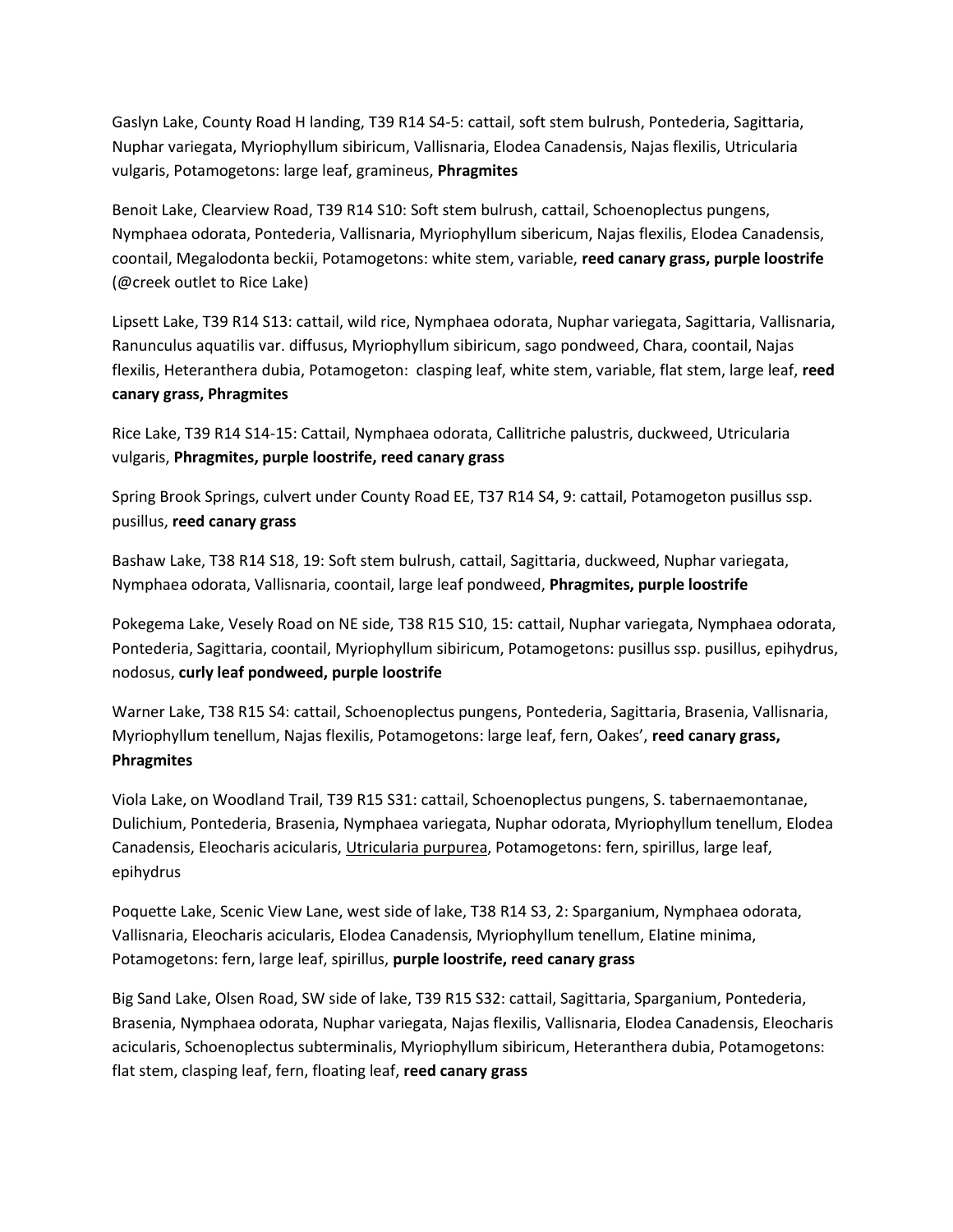Gaslyn Lake, County Road H landing, T39 R14 S4-5: cattail, soft stem bulrush, Pontederia, Sagittaria, Nuphar variegata, Myriophyllum sibiricum, Vallisnaria, Elodea Canadensis, Najas flexilis, Utricularia vulgaris, Potamogetons: large leaf, gramineus, **Phragmites**

Benoit Lake, Clearview Road, T39 R14 S10: Soft stem bulrush, cattail, Schoenoplectus pungens, Nymphaea odorata, Pontederia, Vallisnaria, Myriophyllum sibericum, Najas flexilis, Elodea Canadensis, coontail, Megalodonta beckii, Potamogetons: white stem, variable, **reed canary grass, purple loostrife** (@creek outlet to Rice Lake)

Lipsett Lake, T39 R14 S13: cattail, wild rice, Nymphaea odorata, Nuphar variegata, Sagittaria, Vallisnaria, Ranunculus aquatilis var. diffusus, Myriophyllum sibiricum, sago pondweed, Chara, coontail, Najas flexilis, Heteranthera dubia, Potamogeton: clasping leaf, white stem, variable, flat stem, large leaf, **reed canary grass, Phragmites**

Rice Lake, T39 R14 S14-15: Cattail, Nymphaea odorata, Callitriche palustris, duckweed, Utricularia vulgaris, **Phragmites, purple loostrife, reed canary grass**

Spring Brook Springs, culvert under County Road EE, T37 R14 S4, 9: cattail, Potamogeton pusillus ssp. pusillus, **reed canary grass**

Bashaw Lake, T38 R14 S18, 19: Soft stem bulrush, cattail, Sagittaria, duckweed, Nuphar variegata, Nymphaea odorata, Vallisnaria, coontail, large leaf pondweed, **Phragmites, purple loostrife**

Pokegema Lake, Vesely Road on NE side, T38 R15 S10, 15: cattail, Nuphar variegata, Nymphaea odorata, Pontederia, Sagittaria, coontail, Myriophyllum sibiricum, Potamogetons: pusillus ssp. pusillus, epihydrus, nodosus, **curly leaf pondweed, purple loostrife**

Warner Lake, T38 R15 S4: cattail, Schoenoplectus pungens, Pontederia, Sagittaria, Brasenia, Vallisnaria, Myriophyllum tenellum, Najas flexilis, Potamogetons: large leaf, fern, Oakes', **reed canary grass, Phragmites**

Viola Lake, on Woodland Trail, T39 R15 S31: cattail, Schoenoplectus pungens, S. tabernaemontanae, Dulichium, Pontederia, Brasenia, Nymphaea variegata, Nuphar odorata, Myriophyllum tenellum, Elodea Canadensis, Eleocharis acicularis, <u>Utricularia purpurea</u>, Potamogetons: fern, spirillus, large leaf, epihydrus

Poquette Lake, Scenic View Lane, west side of lake, T38 R14 S3, 2: Sparganium, Nymphaea odorata, Vallisnaria, Eleocharis acicularis, Elodea Canadensis, Myriophyllum tenellum, Elatine minima, Potamogetons: fern, large leaf, spirillus, **purple loostrife, reed canary grass**

Big Sand Lake, Olsen Road, SW side of lake, T39 R15 S32: cattail, Sagittaria, Sparganium, Pontederia, Brasenia, Nymphaea odorata, Nuphar variegata, Najas flexilis, Vallisnaria, Elodea Canadensis, Eleocharis acicularis, Schoenoplectus subterminalis, Myriophyllum sibiricum, Heteranthera dubia, Potamogetons: flat stem, clasping leaf, fern, floating leaf, **reed canary grass**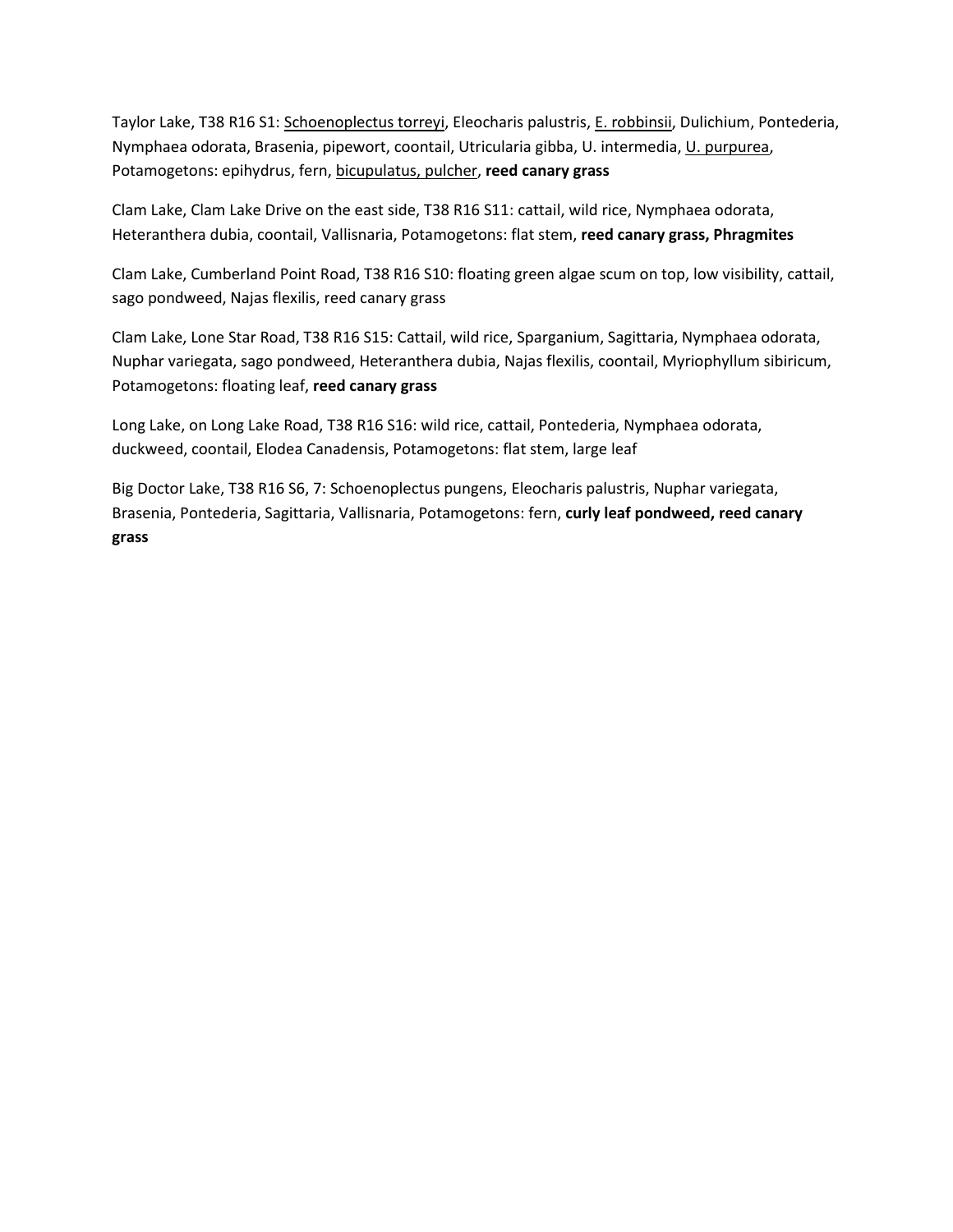Taylor Lake, T38 R16 S1: <u>Schoenoplectus torreyi</u>, Eleocharis palustris, <u>E. robbinsii</u>, Dulichium, Pontederia, Nymphaea odorata, Brasenia, pipewort, coontail, Utricularia gibba, U. intermedia, <u>U. purpurea</u>, Potamogetons: epihydrus, fern, <u>bicupulatus, pulcher</u>, **reed canary grass**

Clam Lake, Clam Lake Drive on the east side, T38 R16 S11: cattail, wild rice, Nymphaea odorata, Heteranthera dubia, coontail, Vallisnaria, Potamogetons: flat stem, **reed canary grass, Phragmites**

Clam Lake, Cumberland Point Road, T38 R16 S10: floating green algae scum on top, low visibility, cattail, sago pondweed, Najas flexilis, reed canary grass

Clam Lake, Lone Star Road, T38 R16 S15: Cattail, wild rice, Sparganium, Sagittaria, Nymphaea odorata, Nuphar variegata, sago pondweed, Heteranthera dubia, Najas flexilis, coontail, Myriophyllum sibiricum, Potamogetons: floating leaf, **reed canary grass**

Long Lake, on Long Lake Road, T38 R16 S16: wild rice, cattail, Pontederia, Nymphaea odorata, duckweed, coontail, Elodea Canadensis, Potamogetons: flat stem, large leaf

Big Doctor Lake, T38 R16 S6, 7: Schoenoplectus pungens, Eleocharis palustris, Nuphar variegata, Brasenia, Pontederia, Sagittaria, Vallisnaria, Potamogetons: fern, **curly leaf pondweed, reed canary grass**